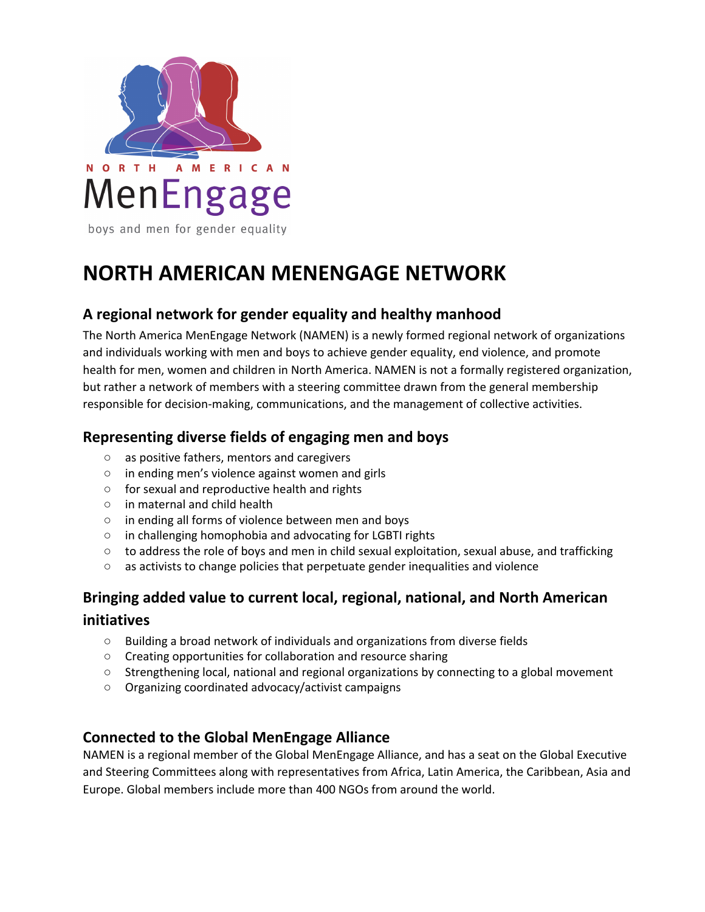NORTH AMERICAN

MenEngage

boys and men for gender equality

# NORTH AMERICAN MENENGAGE NETWORK

## A regional network for gender equality and healthy manhood

The North America MenEngage Network (NAMEN) is a newly formed regional network of organizations and individuals working with men and boys to achieve gender equality, end violence, and promote health for men, women and children in North America. NAMEN is not a formally registered organization, but rather a network of members with a steering committee drawn from the general membership responsible for decision-making, communications, and the management of collective activities.

## Representing diverse fields of engaging men and boys

- as positive fathers, mentors and caregivers
- in ending men's violence against women and girls
- for sexual and reproductive health and rights
- in maternal and child health
- in ending all forms of violence between men and boys
- in challenging homophobia and advocating for LGBTI rights
- to address the role of boys and men in child sexual exploitation, sexual abuse, and trafficking
- as activists to change policies that perpetuate gender inequalities and violence

## Bringing added value to current local, regional, national, and North American initiatives

- Building a broad network of individuals and organizations from diverse fields
- Creating opportunities for collaboration and resource sharing
- Strengthening local, national and regional organizations by connecting to a global movement
- Organizing coordinated advocacy/activist campaigns

## Connected to the Global MenEngage Alliance

NAMEN is a regional member of the Global MenEngage Alliance, and has a seat on the Global Executive and Steering Committees along with representatives from Africa, Latin America, the Caribbean, Asia and Europe. Global members include more than 400 NGOs from around the world.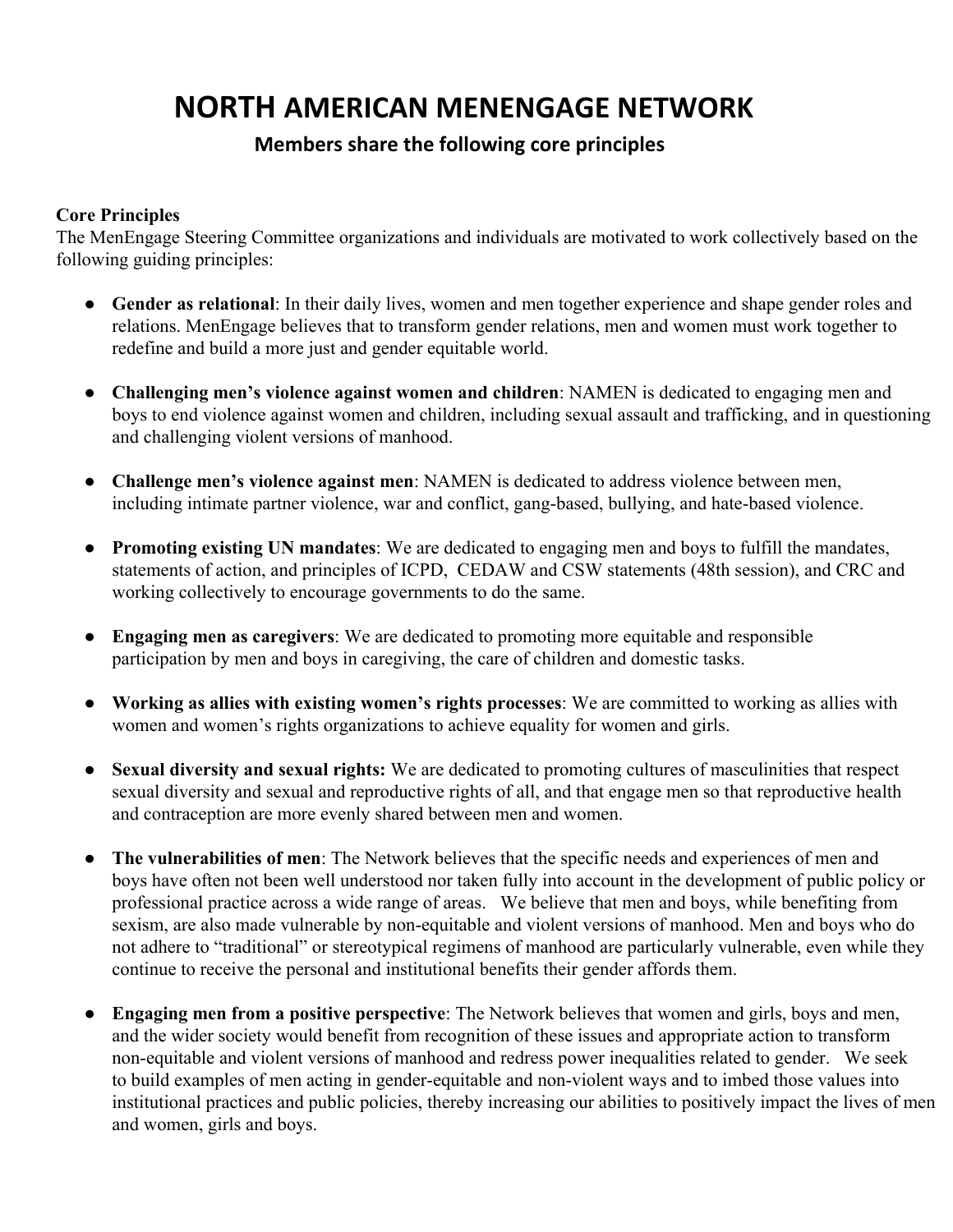# NORTH AMERICAN MENENGAGE NETWORK

## Members share the following core principles

**Core Principles**

The MenEngage Steering Committee organizations and individuals are motivated to work collectively based on the following guiding principles:

- **Gender as relational**: In their daily lives, women and men together experience and shape gender roles and relations. MenEngage believes that to transform gender relations, men and women must work together to redefine and build a more just and gender equitable world.

- **Challenging men's violence against women and children**: NAMEN is dedicated to engaging men and boys to end violence against women and children, including sexual assault and trafficking, and in questioning and challenging violent versions of manhood.

- **Challenge men's violence against men**: NAMEN is dedicated to address violence between men, including intimate partner violence, war and conflict, gang-based, bullying, and hate-based violence.

- **Promoting existing UN mandates**: We are dedicated to engaging men and boys to fulfill the mandates, statements of action, and principles of ICPD, CEDAW and CSW statements (48th session), and CRC and working collectively to encourage governments to do the same.

- **Engaging men as caregivers**: We are dedicated to promoting more equitable and responsible participation by men and boys in caregiving, the care of children and domestic tasks.

- **Working as allies with existing women's rights processes**: We are committed to working as allies with women and women's rights organizations to achieve equality for women and girls.

- **Sexual diversity and sexual rights:** We are dedicated to promoting cultures of masculinities that respect sexual diversity and sexual and reproductive rights of all, and that engage men so that reproductive health and contraception are more evenly shared between men and women.

- **The vulnerabilities of men**: The Network believes that the specific needs and experiences of men and boys have often not been well understood nor taken fully into account in the development of public policy or professional practice across a wide range of areas. We believe that men and boys, while benefiting from sexism, are also made vulnerable by non-equitable and violent versions of manhood. Men and boys who do not adhere to "traditional" or stereotypical regimens of manhood are particularly vulnerable, even while they continue to receive the personal and institutional benefits their gender affords them.

- **Engaging men from a positive perspective**: The Network believes that women and girls, boys and men, and the wider society would benefit from recognition of these issues and appropriate action to transform non-equitable and violent versions of manhood and redress power inequalities related to gender. We seek to build examples of men acting in gender-equitable and non-violent ways and to imbed those values into institutional practices and public policies, thereby increasing our abilities to positively impact the lives of men and women, girls and boys.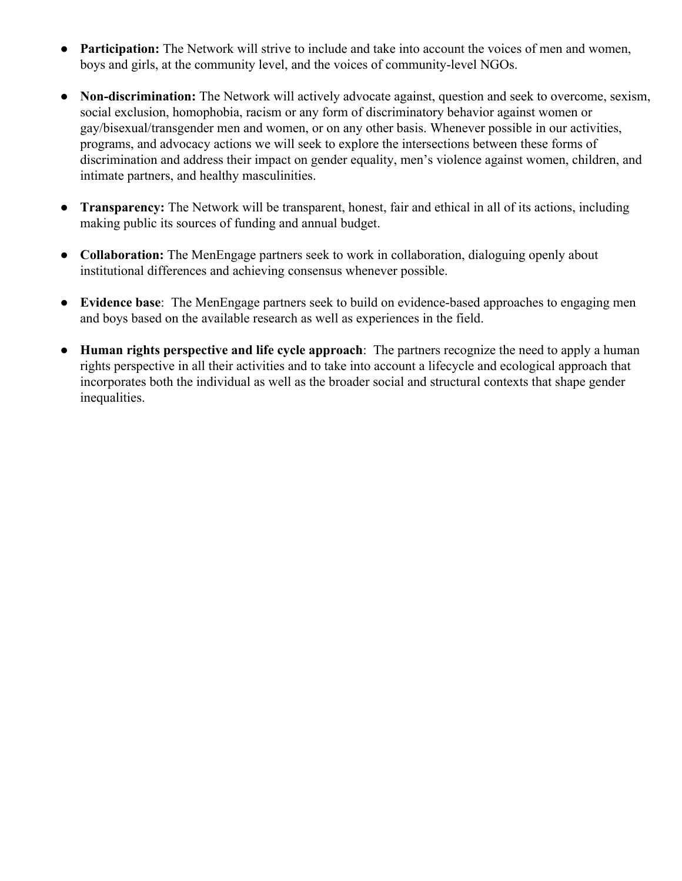- **Participation:** The Network will strive to include and take into account the voices of men and women, boys and girls, at the community level, and the voices of community-level NGOs.

- **Non-discrimination:** The Network will actively advocate against, question and seek to overcome, sexism, social exclusion, homophobia, racism or any form of discriminatory behavior against women or gay/bisexual/transgender men and women, or on any other basis. Whenever possible in our activities, programs, and advocacy actions we will seek to explore the intersections between these forms of discrimination and address their impact on gender equality, men's violence against women, children, and intimate partners, and healthy masculinities.

- **Transparency:** The Network will be transparent, honest, fair and ethical in all of its actions, including making public its sources of funding and annual budget.

- **Collaboration:** The MenEngage partners seek to work in collaboration, dialoguing openly about institutional differences and achieving consensus whenever possible.

- **Evidence base**: The MenEngage partners seek to build on evidence-based approaches to engaging men and boys based on the available research as well as experiences in the field.

- **Human rights perspective and life cycle approach**: The partners recognize the need to apply a human rights perspective in all their activities and to take into account a lifecycle and ecological approach that incorporates both the individual as well as the broader social and structural contexts that shape gender inequalities.